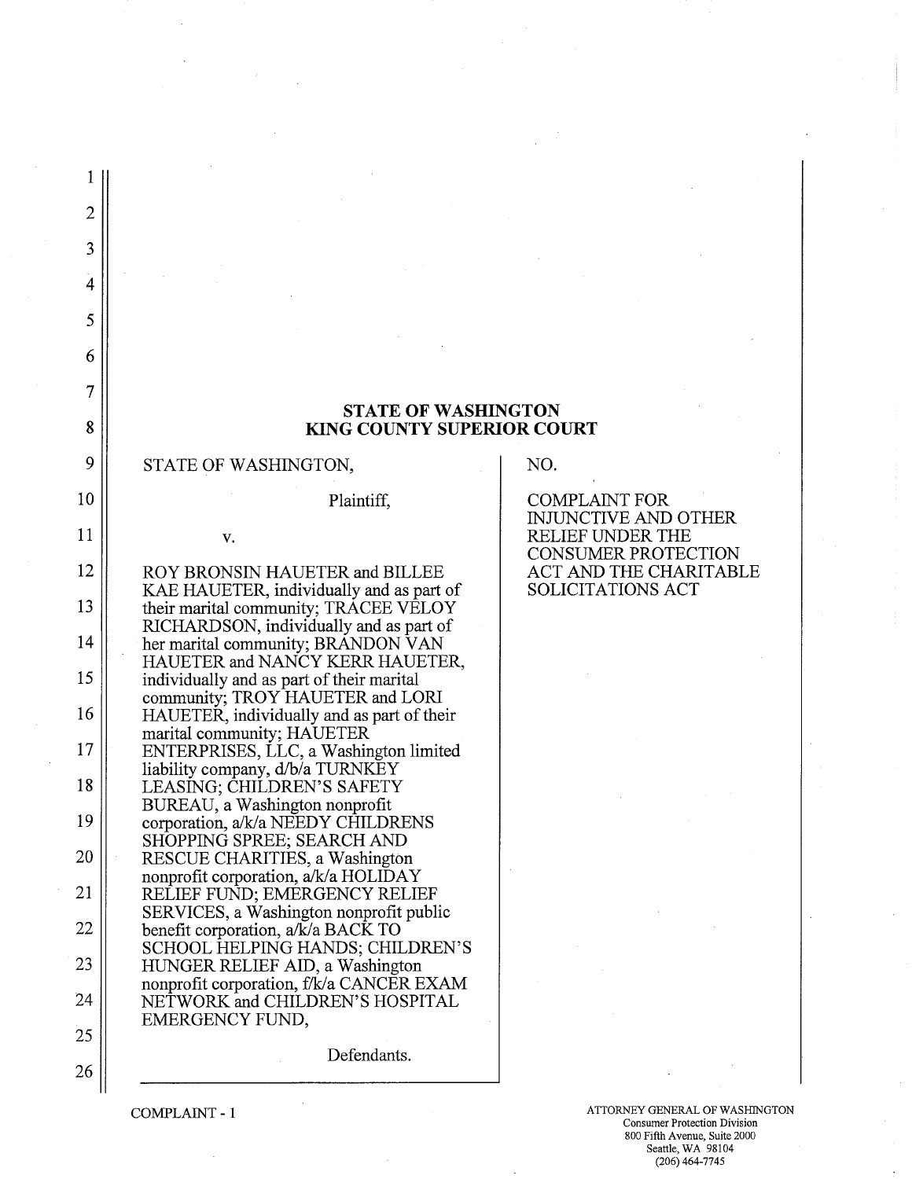**STATE OF WASHINGTON**
**KING COUNTY SUPERIOR COURT**

| | |
|---|---|
| STATE OF WASHINGTON,<br><br>Plaintiff,<br><br>v.<br><br>ROY BRONSIN HAUETER and BILLEE KAE HAUETER, individually and as part of their marital community; TRACEE VELOY RICHARDSON, individually and as part of her marital community; BRANDON VAN HAUETER and NANCY KERR HAUETER, individually and as part of their marital community; TROY HAUETER and LORI HAUETER, individually and as part of their marital community; HAUETER ENTERPRISES, LLC, a Washington limited liability company, d/b/a TURNKEY LEASING; CHILDREN'S SAFETY BUREAU, a Washington nonprofit corporation, a/k/a NEEDY CHILDRENS SHOPPING SPREE; SEARCH AND RESCUE CHARITIES, a Washington nonprofit corporation, a/k/a HOLIDAY RELIEF FUND; EMERGENCY RELIEF SERVICES, a Washington nonprofit public benefit corporation, a/k/a BACK TO SCHOOL HELPING HANDS; CHILDREN'S HUNGER RELIEF AID, a Washington nonprofit corporation, f/k/a CANCER EXAM NETWORK and CHILDREN'S HOSPITAL EMERGENCY FUND,<br><br>Defendants. | NO.<br><br>COMPLAINT FOR INJUNCTIVE AND OTHER RELIEF UNDER THE CONSUMER PROTECTION ACT AND THE CHARITABLE SOLICITATIONS ACT |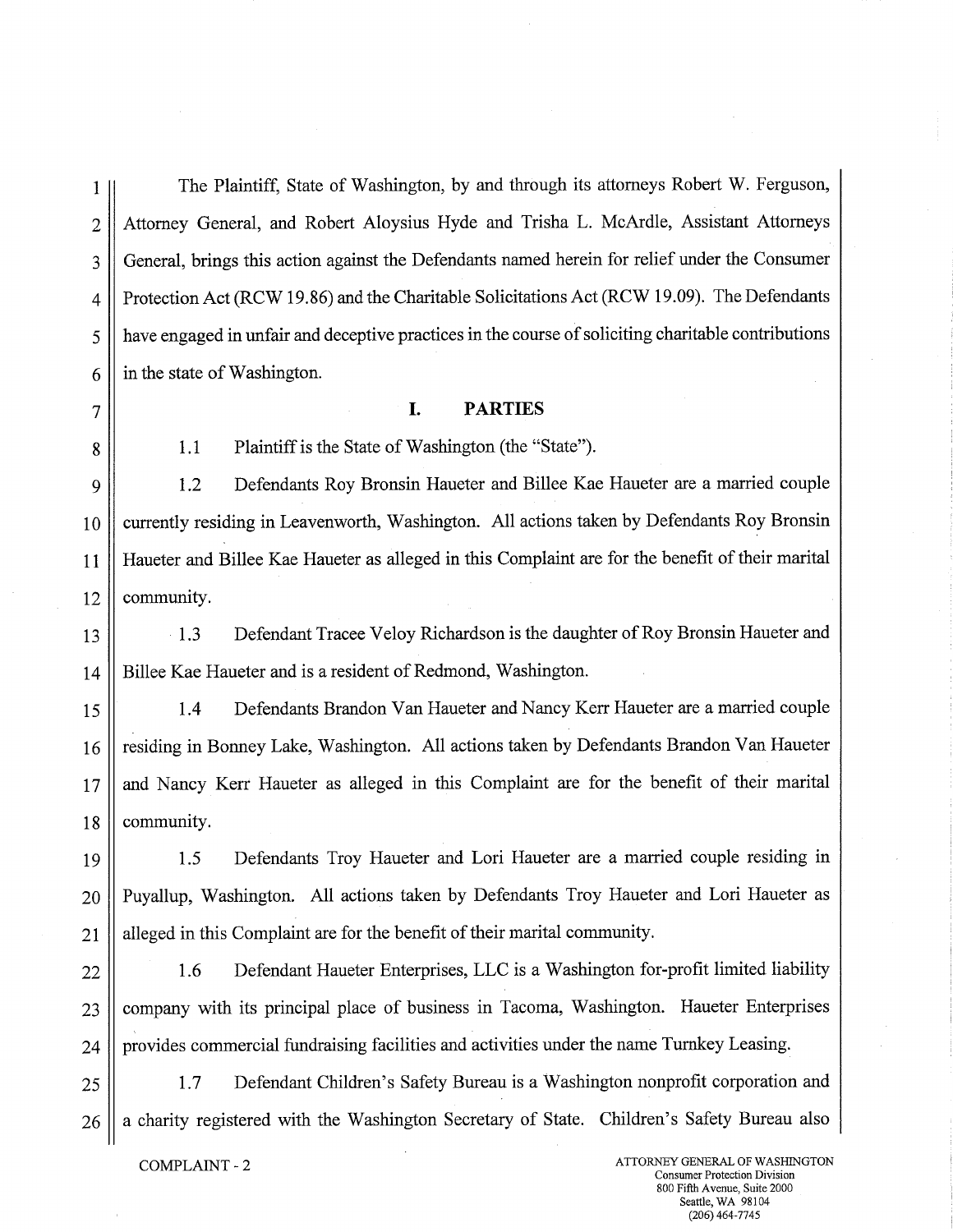The Plaintiff, State of Washington, by and through its attorneys Robert W. Ferguson, Attorney General, and Robert Aloysius Hyde and Trisha L. McArdle, Assistant Attorneys General, brings this action against the Defendants named herein for relief under the Consumer Protection Act (RCW 19.86) and the Charitable Solicitations Act (RCW 19.09). The Defendants have engaged in unfair and deceptive practices in the course of soliciting charitable contributions in the state of Washington.

## I. PARTIES

1.1 Plaintiff is the State of Washington (the "State").

1.2 Defendants Roy Bronsin Haueter and Billee Kae Haueter are a married couple currently residing in Leavenworth, Washington. All actions taken by Defendants Roy Bronsin Haueter and Billee Kae Haueter as alleged in this Complaint are for the benefit of their marital community.

1.3 Defendant Tracee Veloy Richardson is the daughter of Roy Bronsin Haueter and Billee Kae Haueter and is a resident of Redmond, Washington.

1.4 Defendants Brandon Van Haueter and Nancy Kerr Haueter are a married couple residing in Bonney Lake, Washington. All actions taken by Defendants Brandon Van Haueter and Nancy Kerr Haueter as alleged in this Complaint are for the benefit of their marital community.

1.5 Defendants Troy Haueter and Lori Haueter are a married couple residing in Puyallup, Washington. All actions taken by Defendants Troy Haueter and Lori Haueter as alleged in this Complaint are for the benefit of their marital community.

1.6 Defendant Haueter Enterprises, LLC is a Washington for-profit limited liability company with its principal place of business in Tacoma, Washington. Haueter Enterprises provides commercial fundraising facilities and activities under the name Turnkey Leasing.

1.7 Defendant Children's Safety Bureau is a Washington nonprofit corporation and a charity registered with the Washington Secretary of State. Children's Safety Bureau also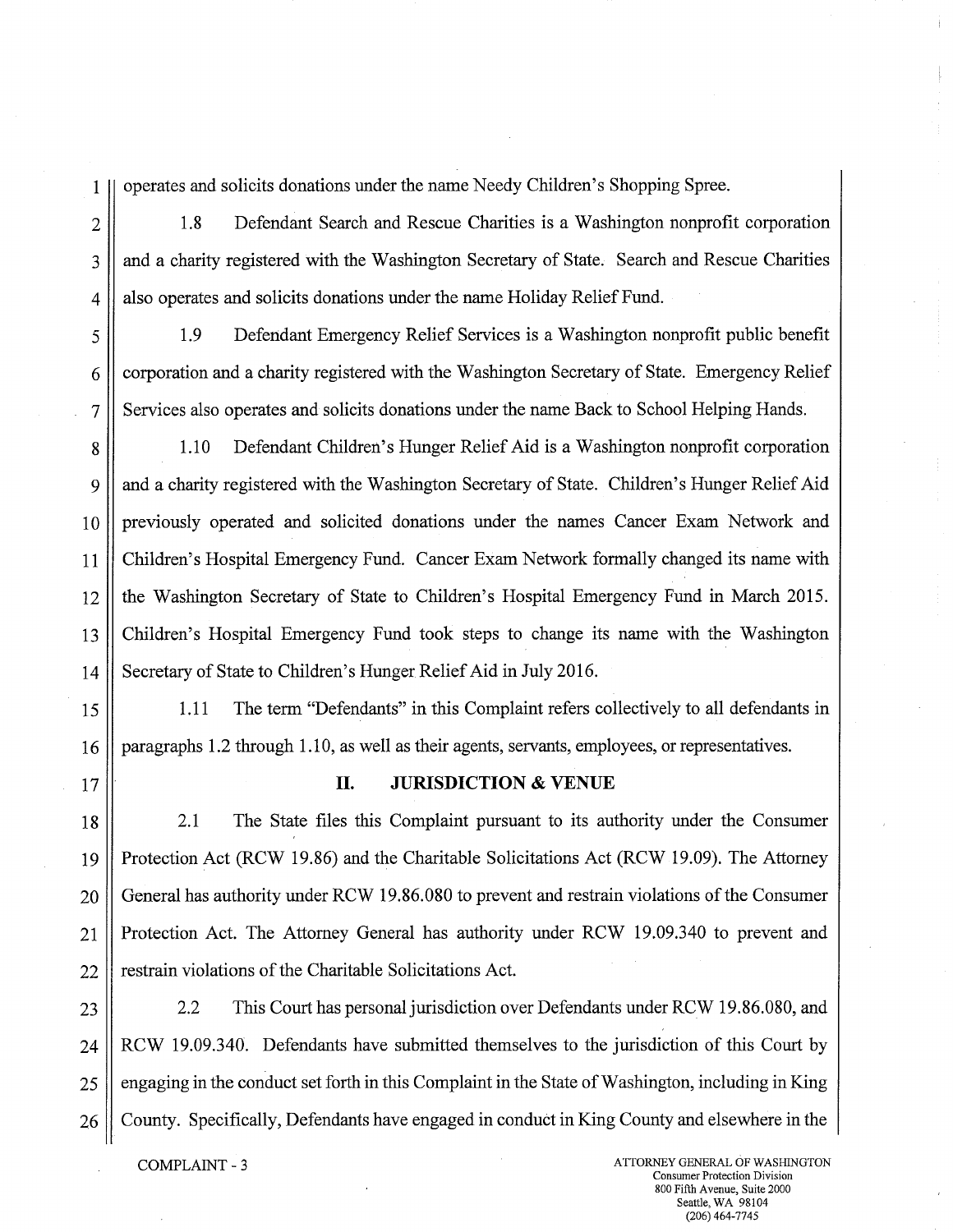operates and solicits donations under the name Needy Children's Shopping Spree.

1.8 Defendant Search and Rescue Charities is a Washington nonprofit corporation and a charity registered with the Washington Secretary of State. Search and Rescue Charities also operates and solicits donations under the name Holiday Relief Fund.

1.9 Defendant Emergency Relief Services is a Washington nonprofit public benefit corporation and a charity registered with the Washington Secretary of State. Emergency Relief Services also operates and solicits donations under the name Back to School Helping Hands.

1.10 Defendant Children's Hunger Relief Aid is a Washington nonprofit corporation and a charity registered with the Washington Secretary of State. Children's Hunger Relief Aid previously operated and solicited donations under the names Cancer Exam Network and Children's Hospital Emergency Fund. Cancer Exam Network formally changed its name with the Washington Secretary of State to Children's Hospital Emergency Fund in March 2015. Children's Hospital Emergency Fund took steps to change its name with the Washington Secretary of State to Children's Hunger Relief Aid in July 2016.

1.11 The term "Defendants" in this Complaint refers collectively to all defendants in paragraphs 1.2 through 1.10, as well as their agents, servants, employees, or representatives.

## II. JURISDICTION & VENUE

2.1 The State files this Complaint pursuant to its authority under the Consumer Protection Act (RCW 19.86) and the Charitable Solicitations Act (RCW 19.09). The Attorney General has authority under RCW 19.86.080 to prevent and restrain violations of the Consumer Protection Act. The Attorney General has authority under RCW 19.09.340 to prevent and restrain violations of the Charitable Solicitations Act.

2.2 This Court has personal jurisdiction over Defendants under RCW 19.86.080, and RCW 19.09.340. Defendants have submitted themselves to the jurisdiction of this Court by engaging in the conduct set forth in this Complaint in the State of Washington, including in King County. Specifically, Defendants have engaged in conduct in King County and elsewhere in the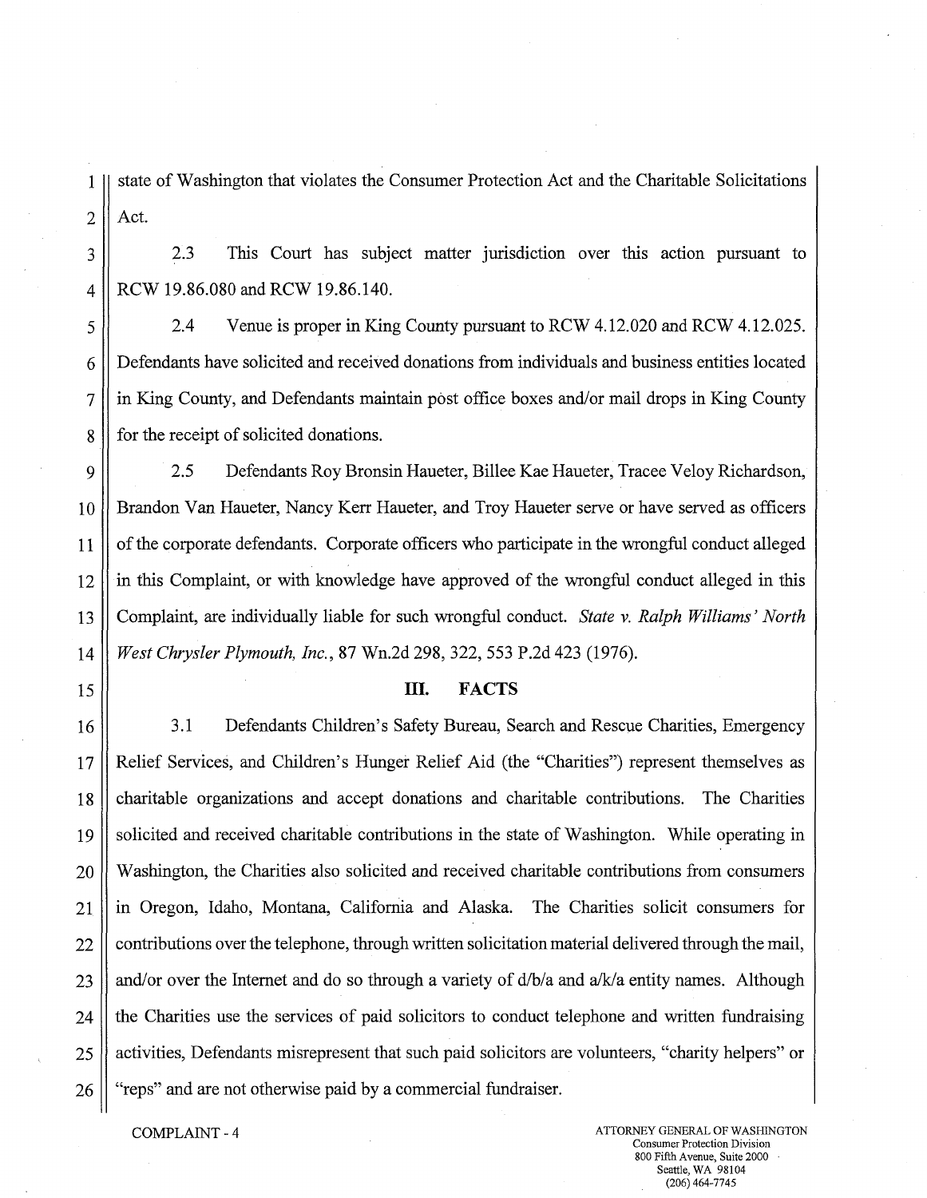state of Washington that violates the Consumer Protection Act and the Charitable Solicitations Act.

2.3 This Court has subject matter jurisdiction over this action pursuant to RCW 19.86.080 and RCW 19.86.140.

2.4 Venue is proper in King County pursuant to RCW 4.12.020 and RCW 4.12.025. Defendants have solicited and received donations from individuals and business entities located in King County, and Defendants maintain post office boxes and/or mail drops in King County for the receipt of solicited donations.

2.5 Defendants Roy Bronsin Haueter, Billee Kae Haueter, Tracee Veloy Richardson, Brandon Van Haueter, Nancy Kerr Haueter, and Troy Haueter serve or have served as officers of the corporate defendants. Corporate officers who participate in the wrongful conduct alleged in this Complaint, or with knowledge have approved of the wrongful conduct alleged in this Complaint, are individually liable for such wrongful conduct. *State v. Ralph Williams' North West Chrysler Plymouth, Inc.*, 87 Wn.2d 298, 322, 553 P.2d 423 (1976).

## III. FACTS

3.1 Defendants Children's Safety Bureau, Search and Rescue Charities, Emergency Relief Services, and Children's Hunger Relief Aid (the "Charities") represent themselves as charitable organizations and accept donations and charitable contributions. The Charities solicited and received charitable contributions in the state of Washington. While operating in Washington, the Charities also solicited and received charitable contributions from consumers in Oregon, Idaho, Montana, California and Alaska. The Charities solicit consumers for contributions over the telephone, through written solicitation material delivered through the mail, and/or over the Internet and do so through a variety of d/b/a and a/k/a entity names. Although the Charities use the services of paid solicitors to conduct telephone and written fundraising activities, Defendants misrepresent that such paid solicitors are volunteers, "charity helpers" or "reps" and are not otherwise paid by a commercial fundraiser.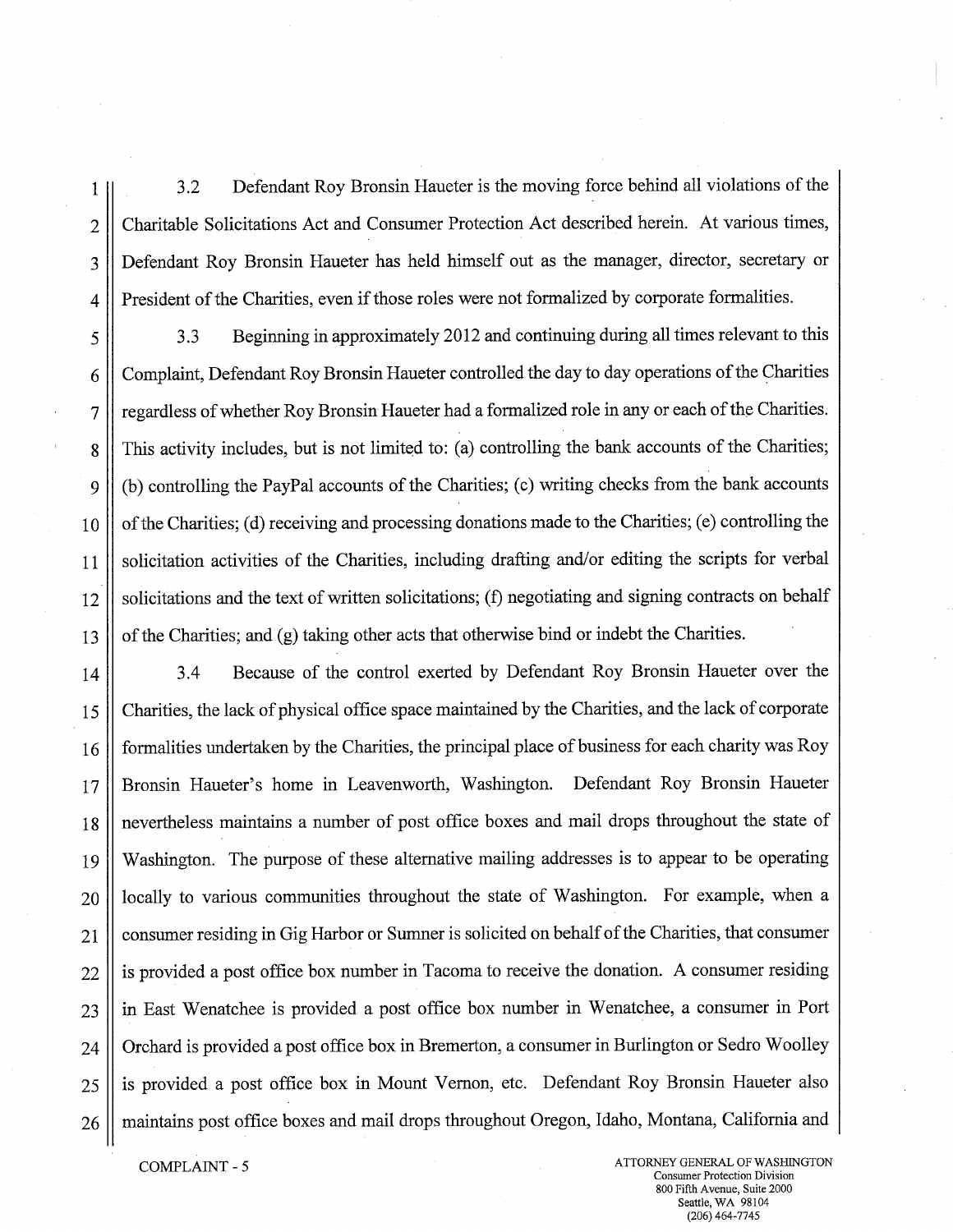3.2 Defendant Roy Bronsin Haueter is the moving force behind all violations of the Charitable Solicitations Act and Consumer Protection Act described herein. At various times, Defendant Roy Bronsin Haueter has held himself out as the manager, director, secretary or President of the Charities, even if those roles were not formalized by corporate formalities.

3.3 Beginning in approximately 2012 and continuing during all times relevant to this Complaint, Defendant Roy Bronsin Haueter controlled the day to day operations of the Charities regardless of whether Roy Bronsin Haueter had a formalized role in any or each of the Charities. This activity includes, but is not limited to: (a) controlling the bank accounts of the Charities; (b) controlling the PayPal accounts of the Charities; (c) writing checks from the bank accounts of the Charities; (d) receiving and processing donations made to the Charities; (e) controlling the solicitation activities of the Charities, including drafting and/or editing the scripts for verbal solicitations and the text of written solicitations; (f) negotiating and signing contracts on behalf of the Charities; and (g) taking other acts that otherwise bind or indebt the Charities.

3.4 Because of the control exerted by Defendant Roy Bronsin Haueter over the Charities, the lack of physical office space maintained by the Charities, and the lack of corporate formalities undertaken by the Charities, the principal place of business for each charity was Roy Bronsin Haueter's home in Leavenworth, Washington. Defendant Roy Bronsin Haueter nevertheless maintains a number of post office boxes and mail drops throughout the state of Washington. The purpose of these alternative mailing addresses is to appear to be operating locally to various communities throughout the state of Washington. For example, when a consumer residing in Gig Harbor or Sumner is solicited on behalf of the Charities, that consumer is provided a post office box number in Tacoma to receive the donation. A consumer residing in East Wenatchee is provided a post office box number in Wenatchee, a consumer in Port Orchard is provided a post office box in Bremerton, a consumer in Burlington or Sedro Woolley is provided a post office box in Mount Vernon, etc. Defendant Roy Bronsin Haueter also maintains post office boxes and mail drops throughout Oregon, Idaho, Montana, California and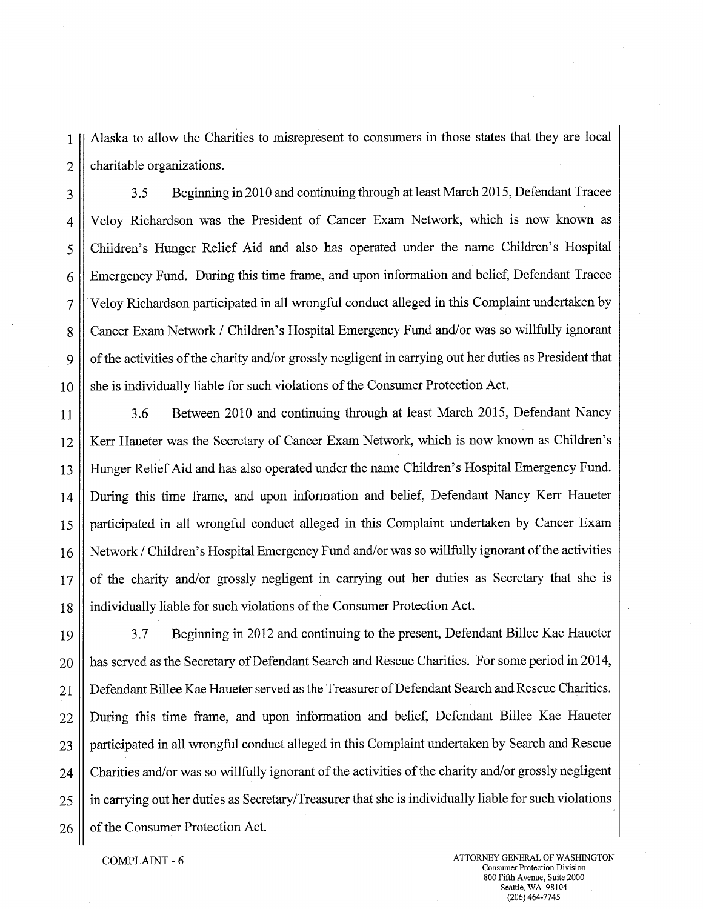Alaska to allow the Charities to misrepresent to consumers in those states that they are local charitable organizations.

3.5 Beginning in 2010 and continuing through at least March 2015, Defendant Tracee Veloy Richardson was the President of Cancer Exam Network, which is now known as Children's Hunger Relief Aid and also has operated under the name Children's Hospital Emergency Fund. During this time frame, and upon information and belief, Defendant Tracee Veloy Richardson participated in all wrongful conduct alleged in this Complaint undertaken by Cancer Exam Network / Children's Hospital Emergency Fund and/or was so willfully ignorant of the activities of the charity and/or grossly negligent in carrying out her duties as President that she is individually liable for such violations of the Consumer Protection Act.

3.6 Between 2010 and continuing through at least March 2015, Defendant Nancy Kerr Haueter was the Secretary of Cancer Exam Network, which is now known as Children's Hunger Relief Aid and has also operated under the name Children's Hospital Emergency Fund. During this time frame, and upon information and belief, Defendant Nancy Kerr Haueter participated in all wrongful conduct alleged in this Complaint undertaken by Cancer Exam Network / Children's Hospital Emergency Fund and/or was so willfully ignorant of the activities of the charity and/or grossly negligent in carrying out her duties as Secretary that she is individually liable for such violations of the Consumer Protection Act.

3.7 Beginning in 2012 and continuing to the present, Defendant Billee Kae Haueter has served as the Secretary of Defendant Search and Rescue Charities. For some period in 2014, Defendant Billee Kae Haueter served as the Treasurer of Defendant Search and Rescue Charities. During this time frame, and upon information and belief, Defendant Billee Kae Haueter participated in all wrongful conduct alleged in this Complaint undertaken by Search and Rescue Charities and/or was so willfully ignorant of the activities of the charity and/or grossly negligent in carrying out her duties as Secretary/Treasurer that she is individually liable for such violations of the Consumer Protection Act.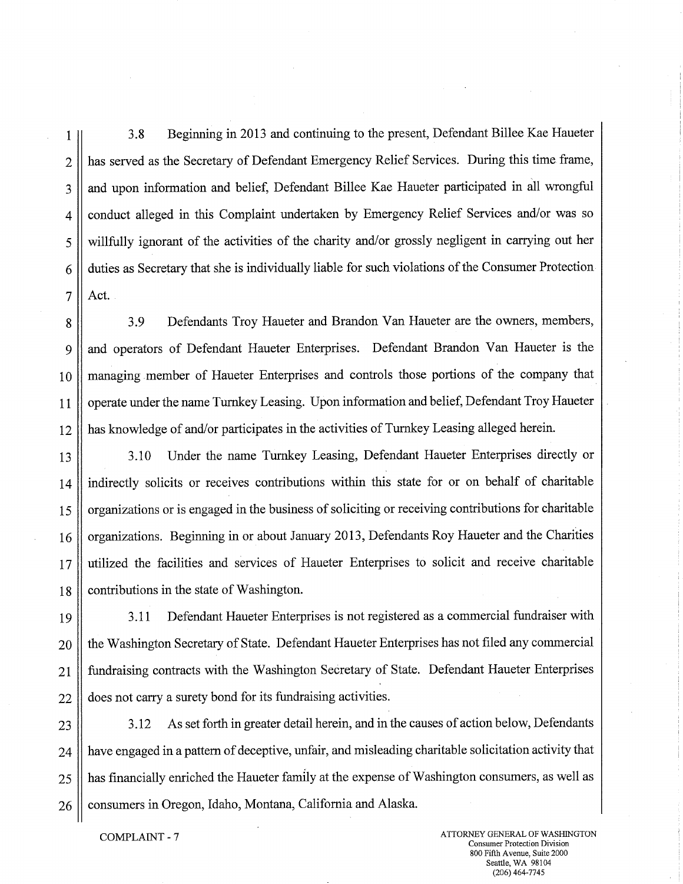3.8 Beginning in 2013 and continuing to the present, Defendant Billee Kae Haueter has served as the Secretary of Defendant Emergency Relief Services. During this time frame, and upon information and belief, Defendant Billee Kae Haueter participated in all wrongful conduct alleged in this Complaint undertaken by Emergency Relief Services and/or was so willfully ignorant of the activities of the charity and/or grossly negligent in carrying out her duties as Secretary that she is individually liable for such violations of the Consumer Protection Act.

3.9 Defendants Troy Haueter and Brandon Van Haueter are the owners, members, and operators of Defendant Haueter Enterprises. Defendant Brandon Van Haueter is the managing member of Haueter Enterprises and controls those portions of the company that operate under the name Turnkey Leasing. Upon information and belief, Defendant Troy Haueter has knowledge of and/or participates in the activities of Turnkey Leasing alleged herein.

3.10 Under the name Turnkey Leasing, Defendant Haueter Enterprises directly or indirectly solicits or receives contributions within this state for or on behalf of charitable organizations or is engaged in the business of soliciting or receiving contributions for charitable organizations. Beginning in or about January 2013, Defendants Roy Haueter and the Charities utilized the facilities and services of Haueter Enterprises to solicit and receive charitable contributions in the state of Washington.

3.11 Defendant Haueter Enterprises is not registered as a commercial fundraiser with the Washington Secretary of State. Defendant Haueter Enterprises has not filed any commercial fundraising contracts with the Washington Secretary of State. Defendant Haueter Enterprises does not carry a surety bond for its fundraising activities.

3.12 As set forth in greater detail herein, and in the causes of action below, Defendants have engaged in a pattern of deceptive, unfair, and misleading charitable solicitation activity that has financially enriched the Haueter family at the expense of Washington consumers, as well as consumers in Oregon, Idaho, Montana, California and Alaska.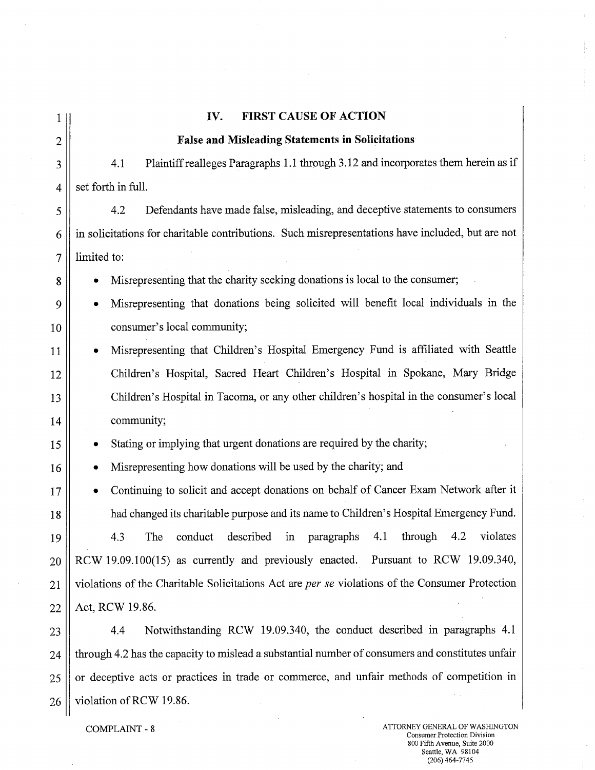## IV. FIRST CAUSE OF ACTION

### False and Misleading Statements in Solicitations

4.1 Plaintiff realleges Paragraphs 1.1 through 3.12 and incorporates them herein as if set forth in full.

4.2 Defendants have made false, misleading, and deceptive statements to consumers in solicitations for charitable contributions. Such misrepresentations have included, but are not limited to:

- Misrepresenting that the charity seeking donations is local to the consumer;
- Misrepresenting that donations being solicited will benefit local individuals in the consumer's local community;
- Misrepresenting that Children's Hospital Emergency Fund is affiliated with Seattle Children's Hospital, Sacred Heart Children's Hospital in Spokane, Mary Bridge Children's Hospital in Tacoma, or any other children's hospital in the consumer's local community;
- Stating or implying that urgent donations are required by the charity;
- Misrepresenting how donations will be used by the charity; and
- Continuing to solicit and accept donations on behalf of Cancer Exam Network after it had changed its charitable purpose and its name to Children's Hospital Emergency Fund.

4.3 The conduct described in paragraphs 4.1 through 4.2 violates RCW 19.09.100(15) as currently and previously enacted. Pursuant to RCW 19.09.340, violations of the Charitable Solicitations Act are *per se* violations of the Consumer Protection Act, RCW 19.86.

4.4 Notwithstanding RCW 19.09.340, the conduct described in paragraphs 4.1 through 4.2 has the capacity to mislead a substantial number of consumers and constitutes unfair or deceptive acts or practices in trade or commerce, and unfair methods of competition in violation of RCW 19.86.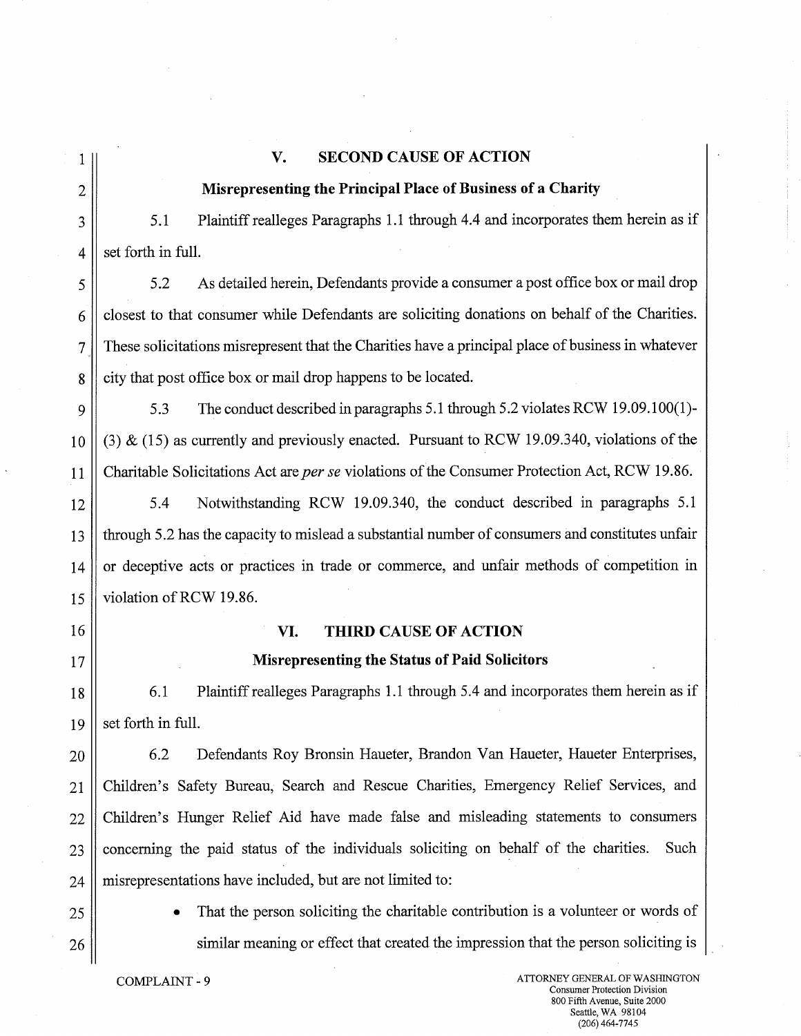## V. SECOND CAUSE OF ACTION

### Misrepresenting the Principal Place of Business of a Charity

5.1 Plaintiff realleges Paragraphs 1.1 through 4.4 and incorporates them herein as if set forth in full.

5.2 As detailed herein, Defendants provide a consumer a post office box or mail drop closest to that consumer while Defendants are soliciting donations on behalf of the Charities. These solicitations misrepresent that the Charities have a principal place of business in whatever city that post office box or mail drop happens to be located.

5.3 The conduct described in paragraphs 5.1 through 5.2 violates RCW 19.09.100(1)-(3) & (15) as currently and previously enacted. Pursuant to RCW 19.09.340, violations of the Charitable Solicitations Act are *per se* violations of the Consumer Protection Act, RCW 19.86.

5.4 Notwithstanding RCW 19.09.340, the conduct described in paragraphs 5.1 through 5.2 has the capacity to mislead a substantial number of consumers and constitutes unfair or deceptive acts or practices in trade or commerce, and unfair methods of competition in violation of RCW 19.86.

## VI. THIRD CAUSE OF ACTION

### Misrepresenting the Status of Paid Solicitors

6.1 Plaintiff realleges Paragraphs 1.1 through 5.4 and incorporates them herein as if set forth in full.

6.2 Defendants Roy Bronsin Haueter, Brandon Van Haueter, Haueter Enterprises, Children's Safety Bureau, Search and Rescue Charities, Emergency Relief Services, and Children's Hunger Relief Aid have made false and misleading statements to consumers concerning the paid status of the individuals soliciting on behalf of the charities. Such misrepresentations have included, but are not limited to:

- That the person soliciting the charitable contribution is a volunteer or words of similar meaning or effect that created the impression that the person soliciting is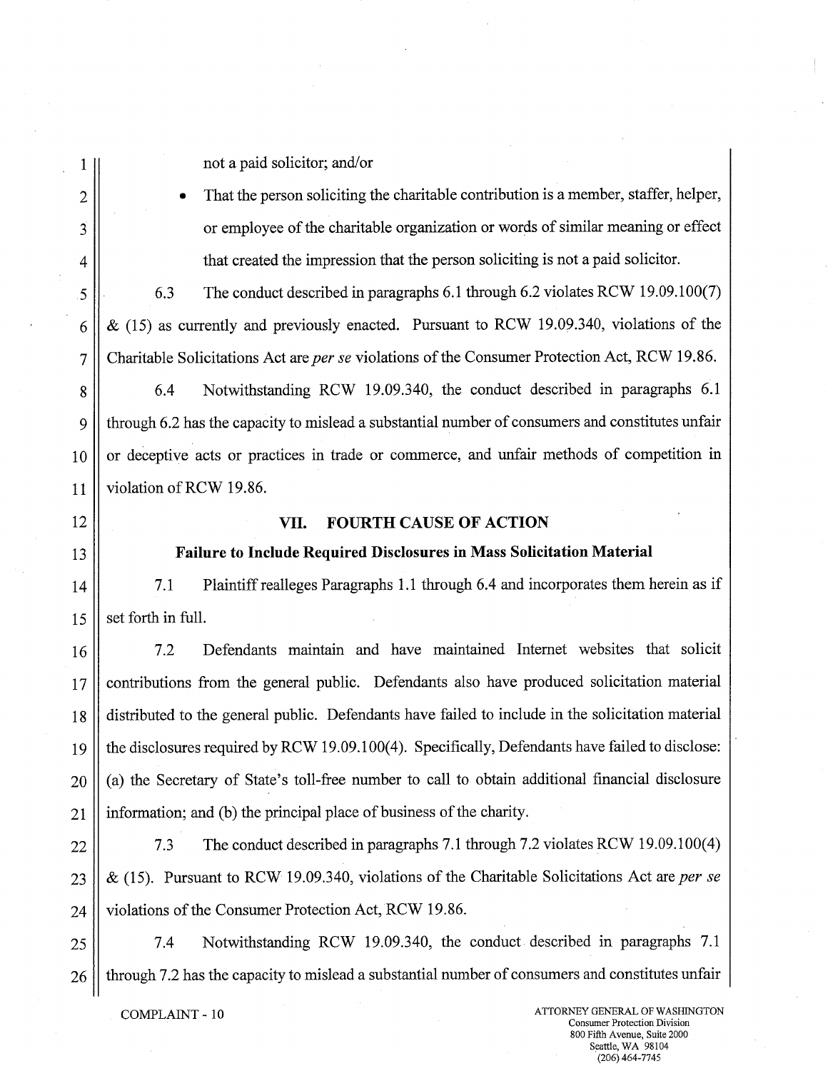not a paid solicitor; and/or

- That the person soliciting the charitable contribution is a member, staffer, helper, or employee of the charitable organization or words of similar meaning or effect that created the impression that the person soliciting is not a paid solicitor.

6.3 The conduct described in paragraphs 6.1 through 6.2 violates RCW 19.09.100(7) & (15) as currently and previously enacted. Pursuant to RCW 19.09.340, violations of the Charitable Solicitations Act are *per se* violations of the Consumer Protection Act, RCW 19.86.

6.4 Notwithstanding RCW 19.09.340, the conduct described in paragraphs 6.1 through 6.2 has the capacity to mislead a substantial number of consumers and constitutes unfair or deceptive acts or practices in trade or commerce, and unfair methods of competition in violation of RCW 19.86.

## VII. FOURTH CAUSE OF ACTION

### Failure to Include Required Disclosures in Mass Solicitation Material

7.1 Plaintiff realleges Paragraphs 1.1 through 6.4 and incorporates them herein as if set forth in full.

7.2 Defendants maintain and have maintained Internet websites that solicit contributions from the general public. Defendants also have produced solicitation material distributed to the general public. Defendants have failed to include in the solicitation material the disclosures required by RCW 19.09.100(4). Specifically, Defendants have failed to disclose: (a) the Secretary of State's toll-free number to call to obtain additional financial disclosure information; and (b) the principal place of business of the charity.

7.3 The conduct described in paragraphs 7.1 through 7.2 violates RCW 19.09.100(4) & (15). Pursuant to RCW 19.09.340, violations of the Charitable Solicitations Act are *per se* violations of the Consumer Protection Act, RCW 19.86.

7.4 Notwithstanding RCW 19.09.340, the conduct described in paragraphs 7.1 through 7.2 has the capacity to mislead a substantial number of consumers and constitutes unfair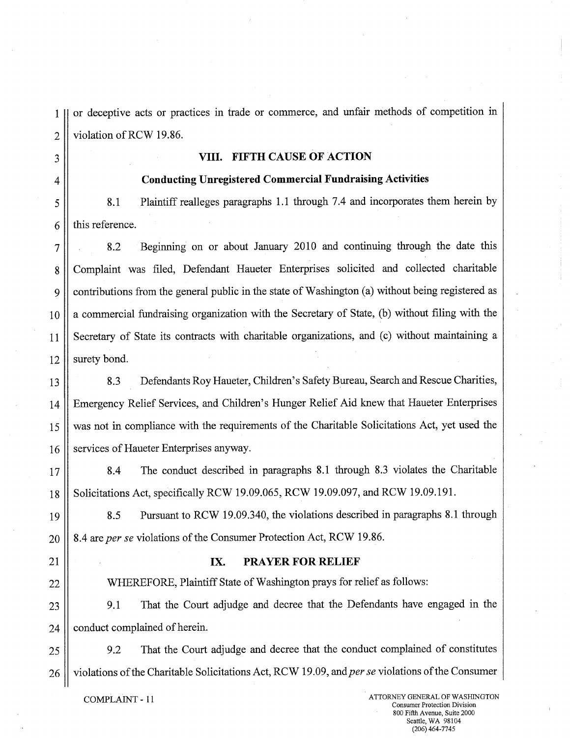or deceptive acts or practices in trade or commerce, and unfair methods of competition in violation of RCW 19.86.

## VIII. FIFTH CAUSE OF ACTION

### Conducting Unregistered Commercial Fundraising Activities

8.1 Plaintiff realleges paragraphs 1.1 through 7.4 and incorporates them herein by this reference.

8.2 Beginning on or about January 2010 and continuing through the date this Complaint was filed, Defendant Haueter Enterprises solicited and collected charitable contributions from the general public in the state of Washington (a) without being registered as a commercial fundraising organization with the Secretary of State, (b) without filing with the Secretary of State its contracts with charitable organizations, and (c) without maintaining a surety bond.

8.3 Defendants Roy Haueter, Children's Safety Bureau, Search and Rescue Charities, Emergency Relief Services, and Children's Hunger Relief Aid knew that Haueter Enterprises was not in compliance with the requirements of the Charitable Solicitations Act, yet used the services of Haueter Enterprises anyway.

8.4 The conduct described in paragraphs 8.1 through 8.3 violates the Charitable Solicitations Act, specifically RCW 19.09.065, RCW 19.09.097, and RCW 19.09.191.

8.5 Pursuant to RCW 19.09.340, the violations described in paragraphs 8.1 through 8.4 are *per se* violations of the Consumer Protection Act, RCW 19.86.

## IX. PRAYER FOR RELIEF

WHEREFORE, Plaintiff State of Washington prays for relief as follows:

9.1 That the Court adjudge and decree that the Defendants have engaged in the conduct complained of herein.

9.2 That the Court adjudge and decree that the conduct complained of constitutes violations of the Charitable Solicitations Act, RCW 19.09, and *per se* violations of the Consumer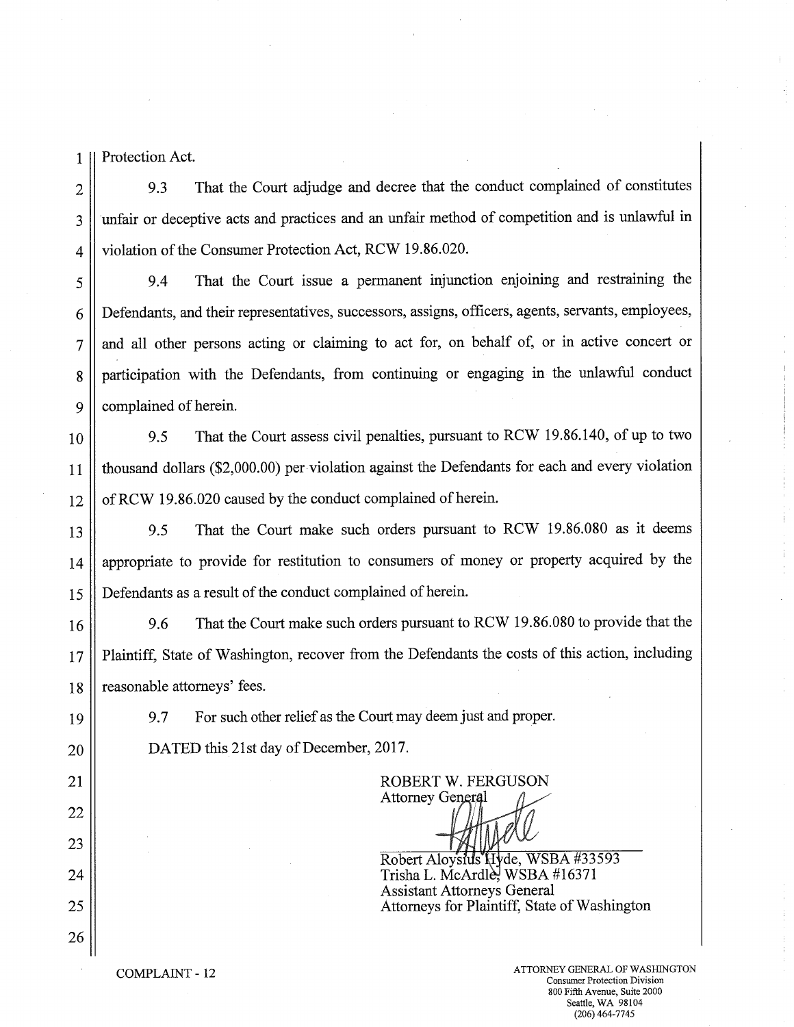Protection Act.

9.3 That the Court adjudge and decree that the conduct complained of constitutes unfair or deceptive acts and practices and an unfair method of competition and is unlawful in violation of the Consumer Protection Act, RCW 19.86.020.

9.4 That the Court issue a permanent injunction enjoining and restraining the Defendants, and their representatives, successors, assigns, officers, agents, servants, employees, and all other persons acting or claiming to act for, on behalf of, or in active concert or participation with the Defendants, from continuing or engaging in the unlawful conduct complained of herein.

9.5 That the Court assess civil penalties, pursuant to RCW 19.86.140, of up to two thousand dollars ($2,000.00) per violation against the Defendants for each and every violation of RCW 19.86.020 caused by the conduct complained of herein.

9.5 That the Court make such orders pursuant to RCW 19.86.080 as it deems appropriate to provide for restitution to consumers of money or property acquired by the Defendants as a result of the conduct complained of herein.

9.6 That the Court make such orders pursuant to RCW 19.86.080 to provide that the Plaintiff, State of Washington, recover from the Defendants the costs of this action, including reasonable attorneys' fees.

9.7 For such other relief as the Court may deem just and proper.

DATED this 21st day of December, 2017.

ROBERT W. FERGUSON
Attorney General

Robert Aloysius Hyde, WSBA #33593
Trisha L. McArdle, WSBA #16371
Assistant Attorneys General
Attorneys for Plaintiff, State of Washington

COMPLAINT - 12

ATTORNEY GENERAL OF WASHINGTON
Consumer Protection Division
800 Fifth Avenue, Suite 2000
Seattle, WA 98104
(206) 464-7745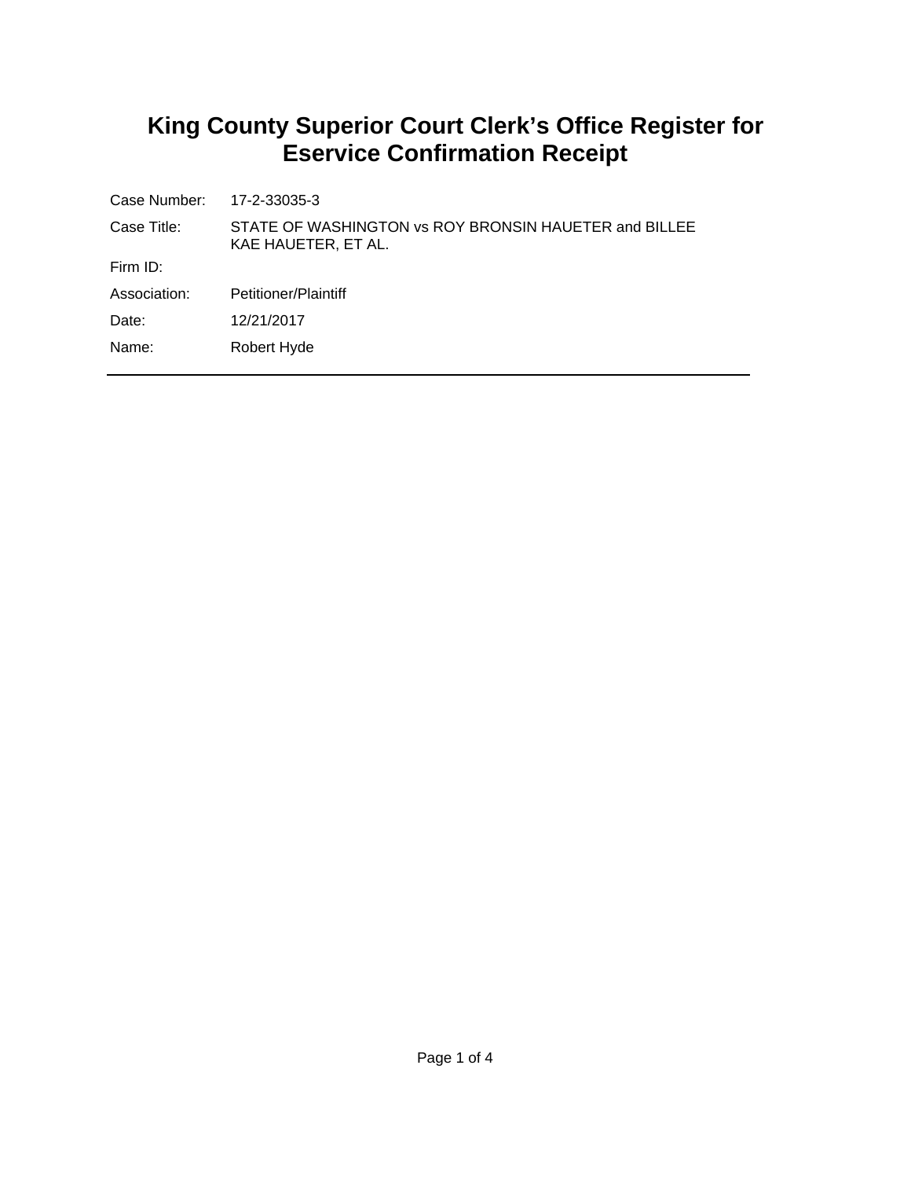# King County Superior Court Clerk's Office Register for Eservice Confirmation Receipt

| | |
|---|---|
| Case Number: | 17-2-33035-3 |
| Case Title: | STATE OF WASHINGTON vs ROY BRONSIN HAUETER and BILLEE KAE HAUETER, ET AL. |
| Firm ID: | |
| Association: | Petitioner/Plaintiff |
| Date: | 12/21/2017 |
| Name: | Robert Hyde |

---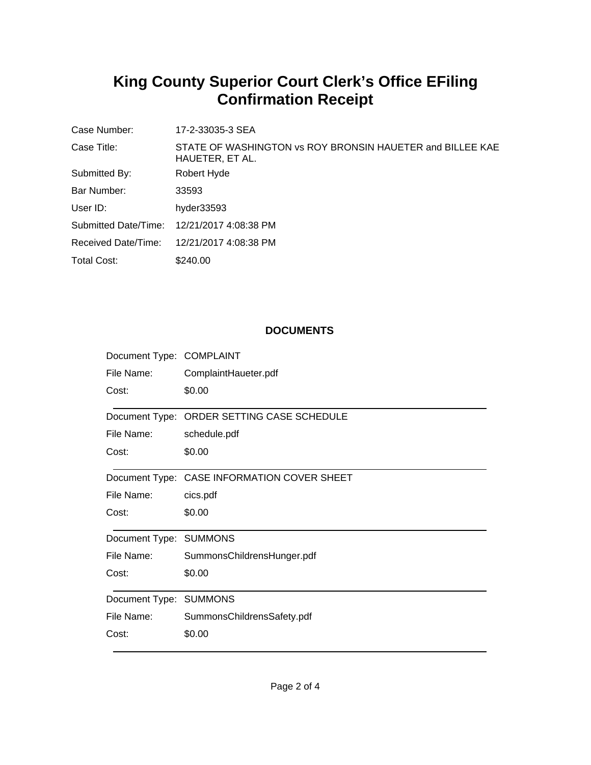# King County Superior Court Clerk's Office EFiling Confirmation Receipt

| | |
|---|---|
| Case Number: | 17-2-33035-3 SEA |
| Case Title: | STATE OF WASHINGTON vs ROY BRONSIN HAUETER and BILLEE KAE HAUETER, ET AL. |
| Submitted By: | Robert Hyde |
| Bar Number: | 33593 |
| User ID: | hyder33593 |
| Submitted Date/Time: | 12/21/2017 4:08:38 PM |
| Received Date/Time: | 12/21/2017 4:08:38 PM |
| Total Cost: | $240.00 |

**DOCUMENTS**

| | |
|---|---|
| Document Type: | COMPLAINT |
| File Name: | ComplaintHaueter.pdf |
| Cost: | $0.00 |

| | |
|---|---|
| Document Type: | ORDER SETTING CASE SCHEDULE |
| File Name: | schedule.pdf |
| Cost: | $0.00 |

| | |
|---|---|
| Document Type: | CASE INFORMATION COVER SHEET |
| File Name: | cics.pdf |
| Cost: | $0.00 |

| | |
|---|---|
| Document Type: | SUMMONS |
| File Name: | SummonsChildrensHunger.pdf |
| Cost: | $0.00 |

| | |
|---|---|
| Document Type: | SUMMONS |
| File Name: | SummonsChildrensSafety.pdf |
| Cost: | $0.00 |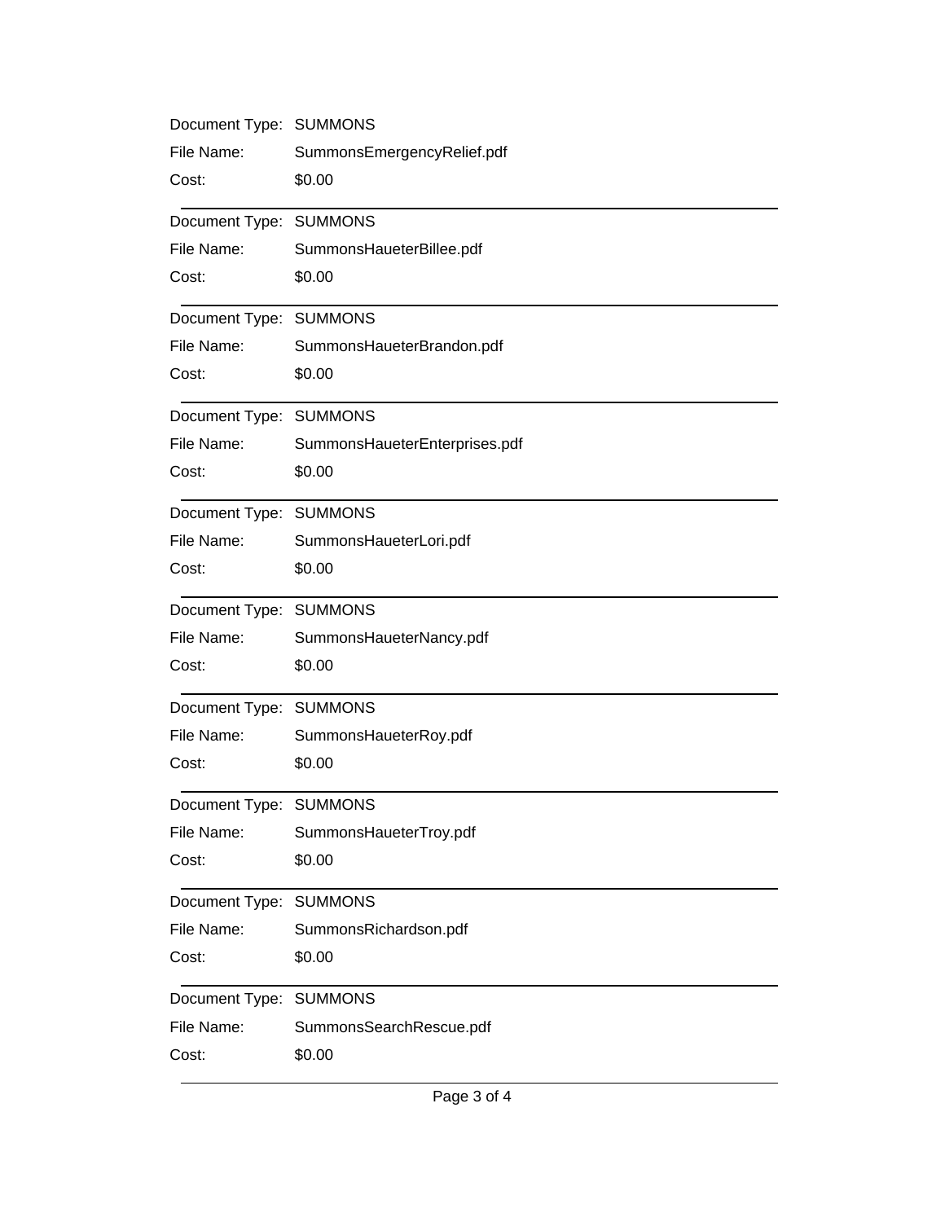Document Type: SUMMONS
File Name: SummonsEmergencyRelief.pdf
Cost: $0.00

---

Document Type: SUMMONS
File Name: SummonsHaueterBillee.pdf
Cost: $0.00

---

Document Type: SUMMONS
File Name: SummonsHaueterBrandon.pdf
Cost: $0.00

---

Document Type: SUMMONS
File Name: SummonsHaueterEnterprises.pdf
Cost: $0.00

---

Document Type: SUMMONS
File Name: SummonsHaueterLori.pdf
Cost: $0.00

---

Document Type: SUMMONS
File Name: SummonsHaueterNancy.pdf
Cost: $0.00

---

Document Type: SUMMONS
File Name: SummonsHaueterRoy.pdf
Cost: $0.00

---

Document Type: SUMMONS
File Name: SummonsHaueterTroy.pdf
Cost: $0.00

---

Document Type: SUMMONS
File Name: SummonsRichardson.pdf
Cost: $0.00

---

Document Type: SUMMONS
File Name: SummonsSearchRescue.pdf
Cost: $0.00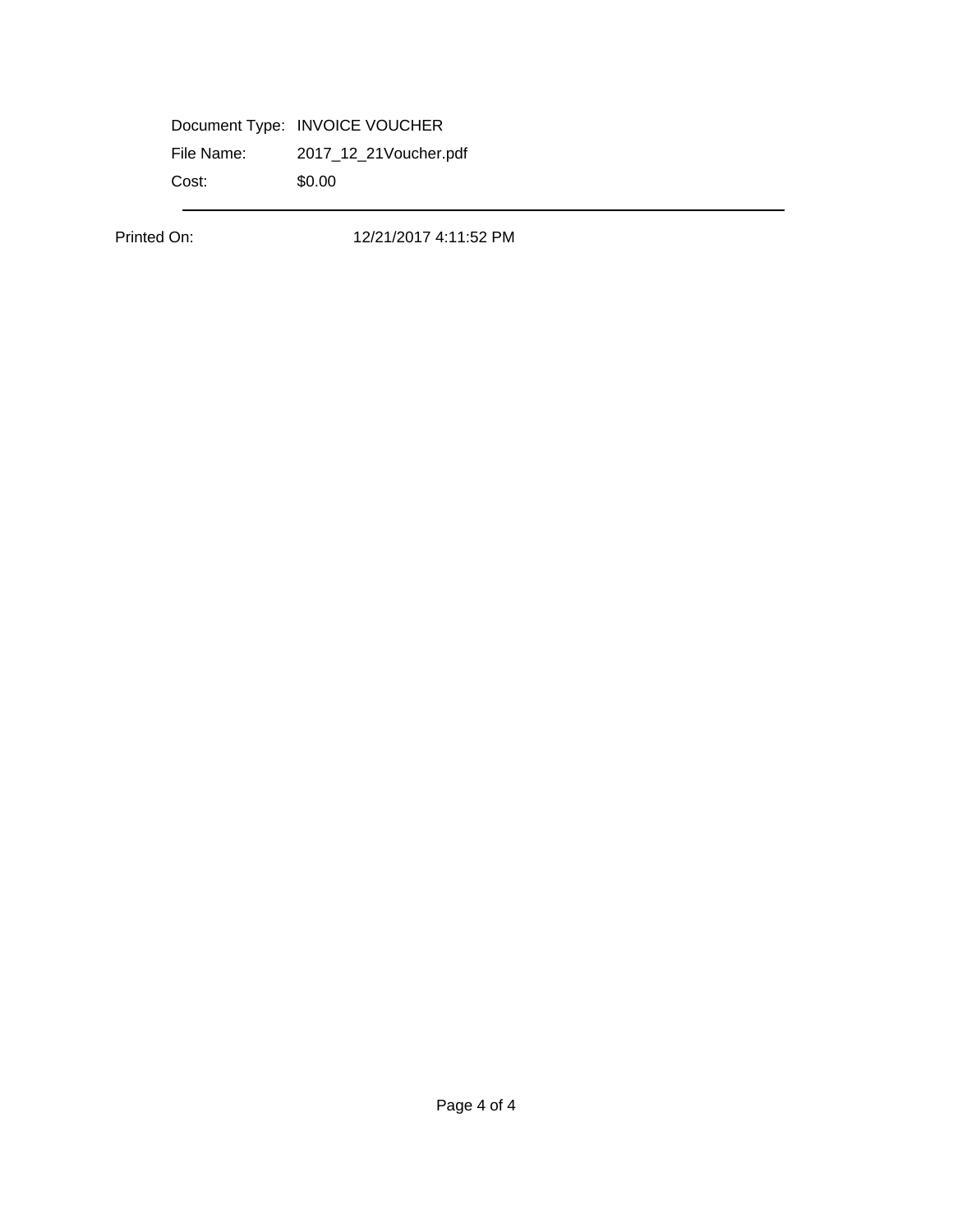| | |
|---|---|
| Document Type: | INVOICE VOUCHER |
| File Name: | 2017_12_21Voucher.pdf |
| Cost: | $0.00 |

---

Printed On: 12/21/2017 4:11:52 PM